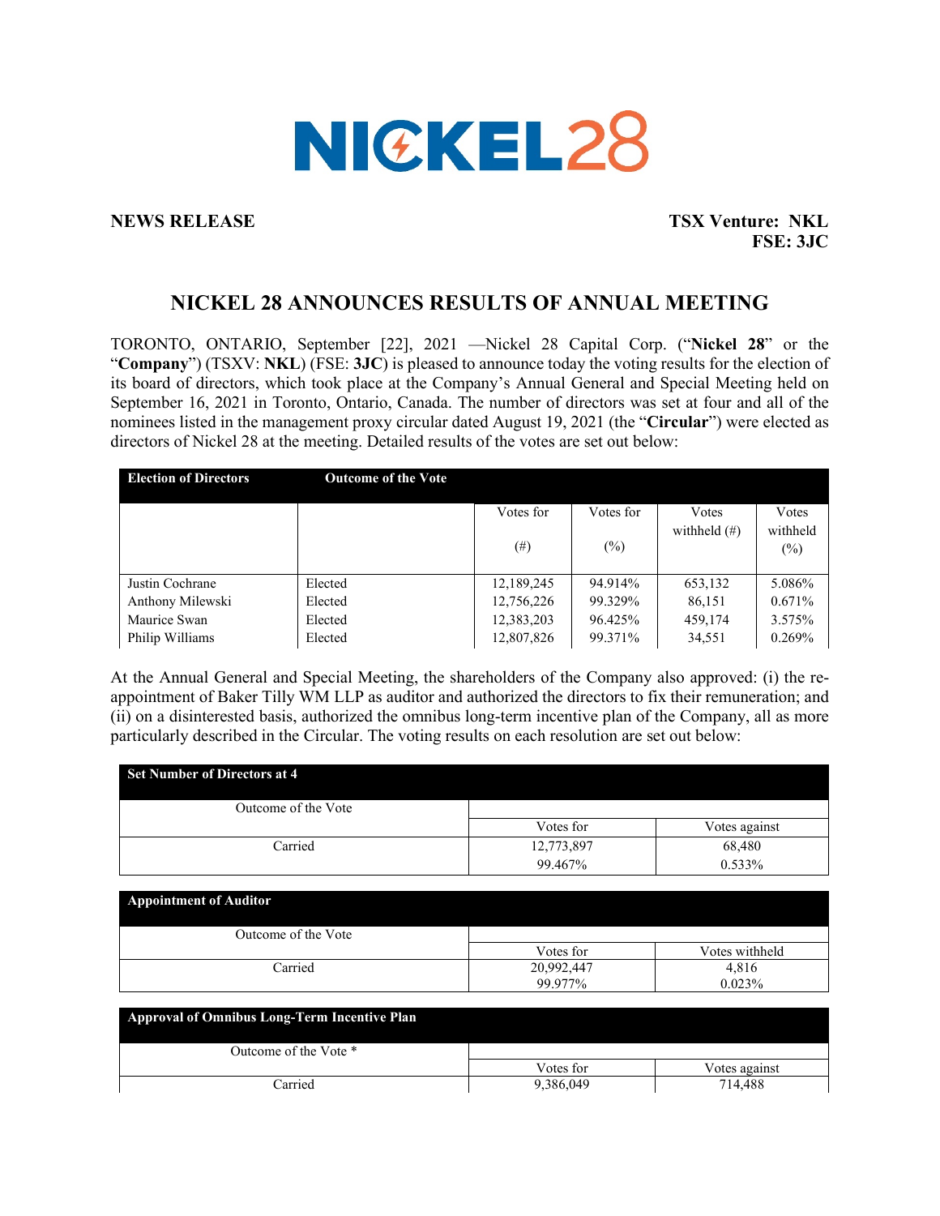NICKEL28

**NEWS RELEASE**

**TSX Venture: NKL**
**FSE: 3JC**

# NICKEL 28 ANNOUNCES RESULTS OF ANNUAL MEETING

TORONTO, ONTARIO, September [22], 2021 —Nickel 28 Capital Corp. ("**Nickel 28**" or the "**Company**") (TSXV: **NKL**) (FSE: **3JC**) is pleased to announce today the voting results for the election of its board of directors, which took place at the Company's Annual General and Special Meeting held on September 16, 2021 in Toronto, Ontario, Canada. The number of directors was set at four and all of the nominees listed in the management proxy circular dated August 19, 2021 (the "**Circular**") were elected as directors of Nickel 28 at the meeting. Detailed results of the votes are set out below:

| **Election of Directors** | **Outcome of the Vote** | | | | |
|---|---|---|---|---|---|
| | | Votes for (#) | Votes for (%) | Votes withheld (#) | Votes withheld (%) |
| Justin Cochrane | Elected | 12,189,245 | 94.914% | 653,132 | 5.086% |
| Anthony Milewski | Elected | 12,756,226 | 99.329% | 86,151 | 0.671% |
| Maurice Swan | Elected | 12,383,203 | 96.425% | 459,174 | 3.575% |
| Philip Williams | Elected | 12,807,826 | 99.371% | 34,551 | 0.269% |

At the Annual General and Special Meeting, the shareholders of the Company also approved: (i) the re-appointment of Baker Tilly WM LLP as auditor and authorized the directors to fix their remuneration; and (ii) on a disinterested basis, authorized the omnibus long-term incentive plan of the Company, all as more particularly described in the Circular. The voting results on each resolution are set out below:

| **Set Number of Directors at 4** | | |
|---|---|---|
| Outcome of the Vote | Votes for | Votes against |
| Carried | 12,773,897<br>99.467% | 68,480<br>0.533% |

| **Appointment of Auditor** | | |
|---|---|---|
| Outcome of the Vote | Votes for | Votes withheld |
| Carried | 20,992,447<br>99.977% | 4,816<br>0.023% |

| **Approval of Omnibus Long-Term Incentive Plan** | | |
|---|---|---|
| Outcome of the Vote * | Votes for | Votes against |
| Carried | 9,386,049 | 714,488 |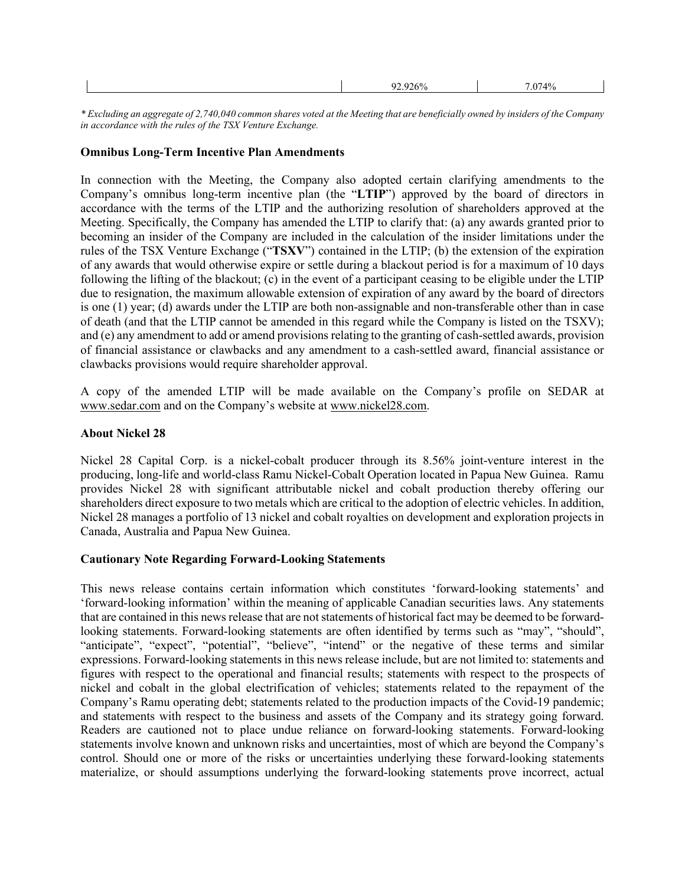| | 92.926% | 7.074% |
|---|---|---|

*\* Excluding an aggregate of 2,740,040 common shares voted at the Meeting that are beneficially owned by insiders of the Company in accordance with the rules of the TSX Venture Exchange.*

**Omnibus Long-Term Incentive Plan Amendments**

In connection with the Meeting, the Company also adopted certain clarifying amendments to the Company's omnibus long-term incentive plan (the "**LTIP**") approved by the board of directors in accordance with the terms of the LTIP and the authorizing resolution of shareholders approved at the Meeting. Specifically, the Company has amended the LTIP to clarify that: (a) any awards granted prior to becoming an insider of the Company are included in the calculation of the insider limitations under the rules of the TSX Venture Exchange ("**TSXV**") contained in the LTIP; (b) the extension of the expiration of any awards that would otherwise expire or settle during a blackout period is for a maximum of 10 days following the lifting of the blackout; (c) in the event of a participant ceasing to be eligible under the LTIP due to resignation, the maximum allowable extension of expiration of any award by the board of directors is one (1) year; (d) awards under the LTIP are both non-assignable and non-transferable other than in case of death (and that the LTIP cannot be amended in this regard while the Company is listed on the TSXV); and (e) any amendment to add or amend provisions relating to the granting of cash-settled awards, provision of financial assistance or clawbacks and any amendment to a cash-settled award, financial assistance or clawbacks provisions would require shareholder approval.

A copy of the amended LTIP will be made available on the Company's profile on SEDAR at www.sedar.com and on the Company's website at www.nickel28.com.

**About Nickel 28**

Nickel 28 Capital Corp. is a nickel-cobalt producer through its 8.56% joint-venture interest in the producing, long-life and world-class Ramu Nickel-Cobalt Operation located in Papua New Guinea. Ramu provides Nickel 28 with significant attributable nickel and cobalt production thereby offering our shareholders direct exposure to two metals which are critical to the adoption of electric vehicles. In addition, Nickel 28 manages a portfolio of 13 nickel and cobalt royalties on development and exploration projects in Canada, Australia and Papua New Guinea.

**Cautionary Note Regarding Forward-Looking Statements**

This news release contains certain information which constitutes 'forward-looking statements' and 'forward-looking information' within the meaning of applicable Canadian securities laws. Any statements that are contained in this news release that are not statements of historical fact may be deemed to be forward-looking statements. Forward-looking statements are often identified by terms such as "may", "should", "anticipate", "expect", "potential", "believe", "intend" or the negative of these terms and similar expressions. Forward-looking statements in this news release include, but are not limited to: statements and figures with respect to the operational and financial results; statements with respect to the prospects of nickel and cobalt in the global electrification of vehicles; statements related to the repayment of the Company's Ramu operating debt; statements related to the production impacts of the Covid-19 pandemic; and statements with respect to the business and assets of the Company and its strategy going forward. Readers are cautioned not to place undue reliance on forward-looking statements. Forward-looking statements involve known and unknown risks and uncertainties, most of which are beyond the Company's control. Should one or more of the risks or uncertainties underlying these forward-looking statements materialize, or should assumptions underlying the forward-looking statements prove incorrect, actual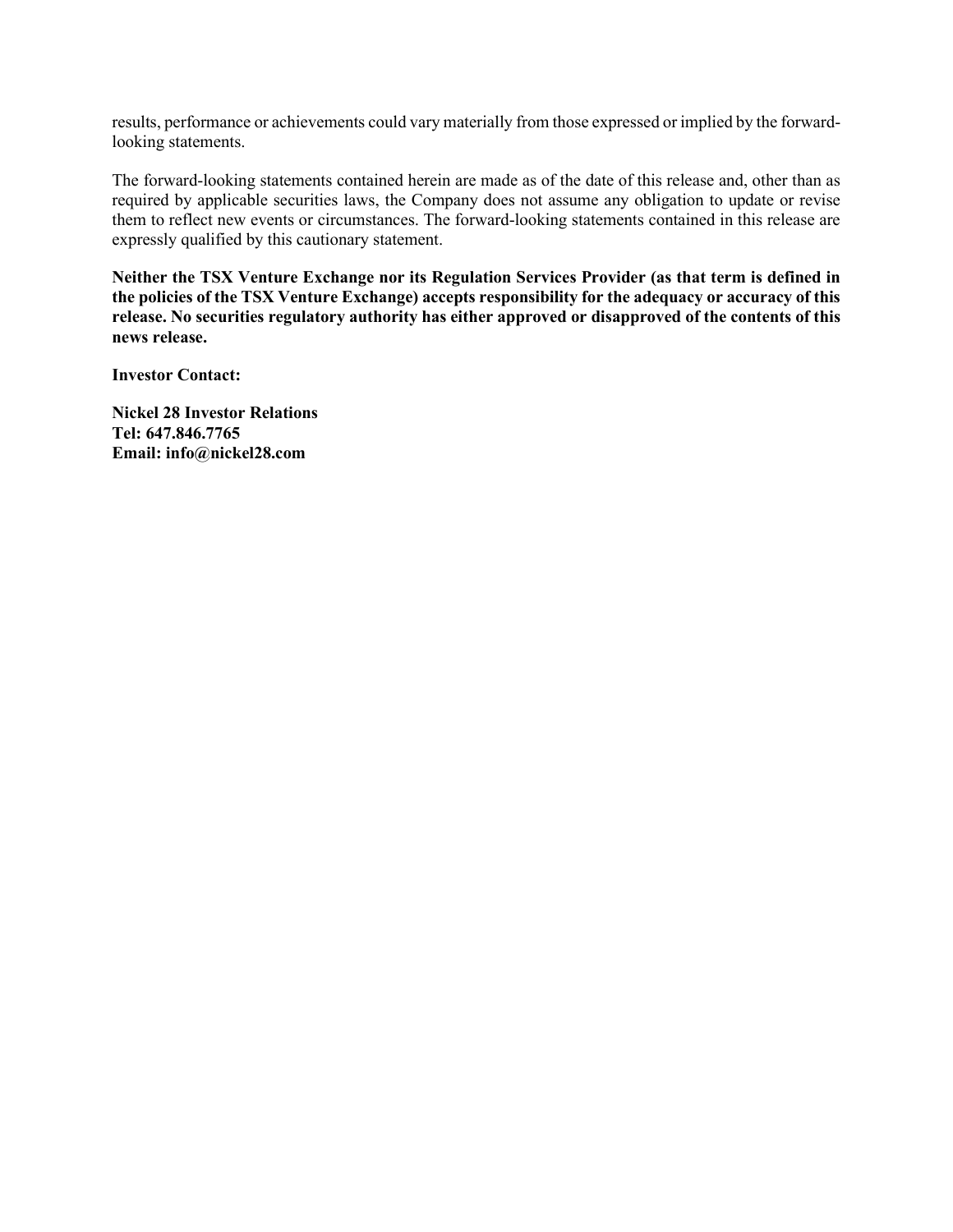results, performance or achievements could vary materially from those expressed or implied by the forward-looking statements.

The forward-looking statements contained herein are made as of the date of this release and, other than as required by applicable securities laws, the Company does not assume any obligation to update or revise them to reflect new events or circumstances. The forward-looking statements contained in this release are expressly qualified by this cautionary statement.

**Neither the TSX Venture Exchange nor its Regulation Services Provider (as that term is defined in the policies of the TSX Venture Exchange) accepts responsibility for the adequacy or accuracy of this release. No securities regulatory authority has either approved or disapproved of the contents of this news release.**

**Investor Contact:**

**Nickel 28 Investor Relations**
**Tel: 647.846.7765**
**Email: info@nickel28.com**